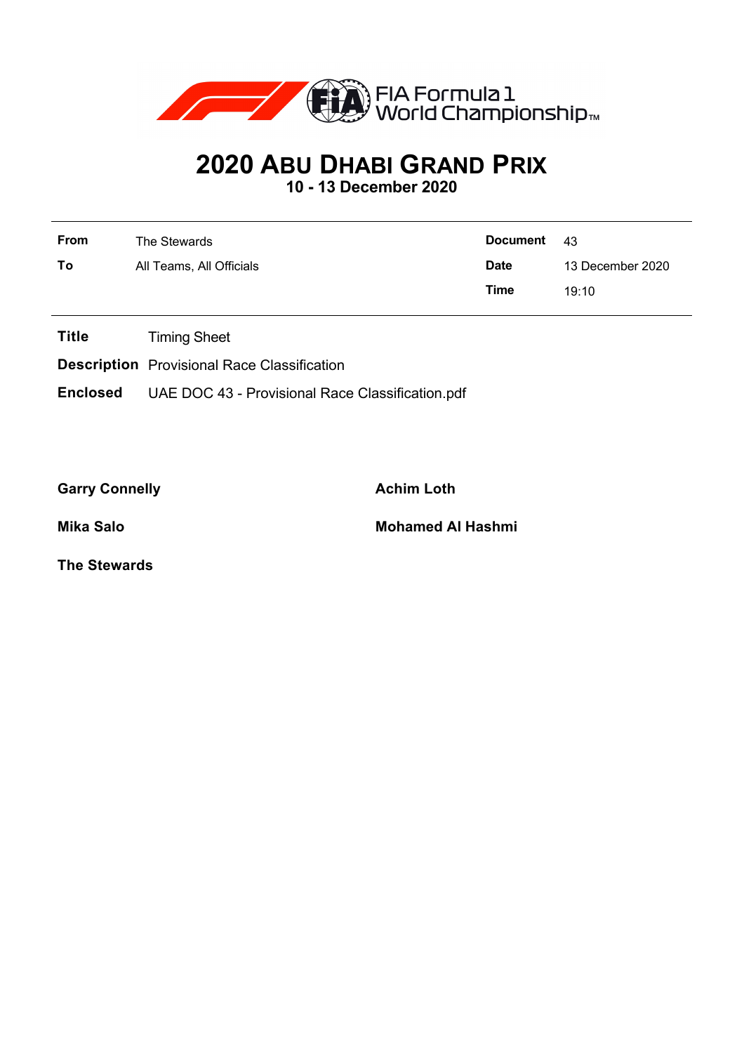FIA Formula 1 World Championship™

# 2020 Abu Dhabi Grand Prix

**10 - 13 December 2020**

| | | | |
|---|---|---|---|
| **From** | The Stewards | **Document** | 43 |
| **To** | All Teams, All Officials | **Date** | 13 December 2020 |
| | | **Time** | 19:10 |

**Title** Timing Sheet

**Description** Provisional Race Classification

**Enclosed** UAE DOC 43 - Provisional Race Classification.pdf

**Garry Connelly**

**Achim Loth**

**Mika Salo**

**Mohamed Al Hashmi**

**The Stewards**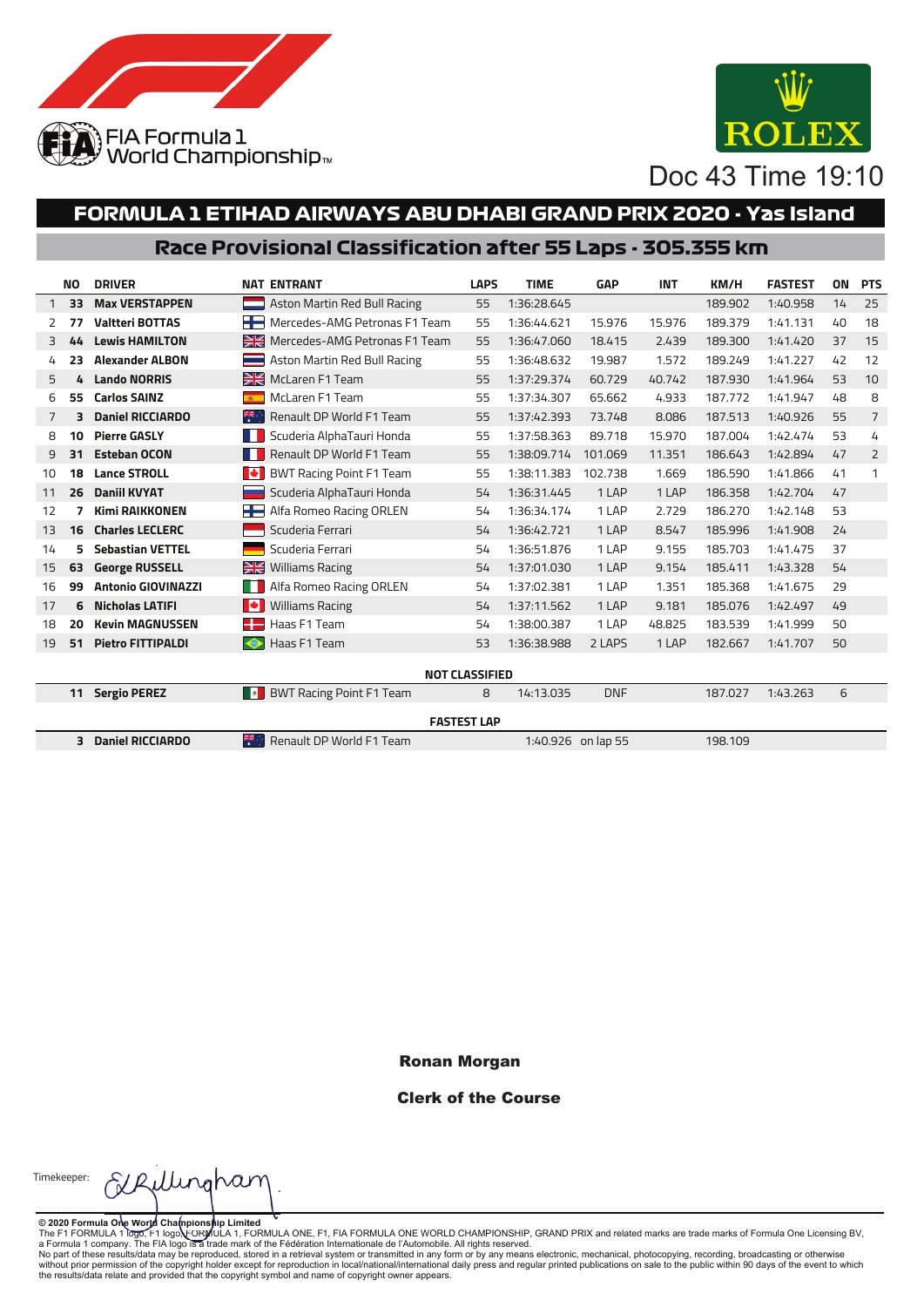FIA Formula 1 World Championship

Doc 43 Time 19:10

# FORMULA 1 ETIHAD AIRWAYS ABU DHABI GRAND PRIX 2020 - Yas Island

## Race Provisional Classification after 55 Laps - 305.355 km

| | NO | DRIVER | NAT | ENTRANT | LAPS | TIME | GAP | INT | KM/H | FASTEST | ON | PTS |
|---|---|---|---|---|---|---|---|---|---|---|---|---|
| 1 | 33 | **Max VERSTAPPEN** | | Aston Martin Red Bull Racing | 55 | 1:36:28.645 | | | 189.902 | 1:40.958 | 14 | 25 |
| 2 | 77 | **Valtteri BOTTAS** | | Mercedes-AMG Petronas F1 Team | 55 | 1:36:44.621 | 15.976 | 15.976 | 189.379 | 1:41.131 | 40 | 18 |
| 3 | 44 | **Lewis HAMILTON** | | Mercedes-AMG Petronas F1 Team | 55 | 1:36:47.060 | 18.415 | 2.439 | 189.300 | 1:41.420 | 37 | 15 |
| 4 | 23 | **Alexander ALBON** | | Aston Martin Red Bull Racing | 55 | 1:36:48.632 | 19.987 | 1.572 | 189.249 | 1:41.227 | 42 | 12 |
| 5 | 4 | **Lando NORRIS** | | McLaren F1 Team | 55 | 1:37:29.374 | 60.729 | 40.742 | 187.930 | 1:41.964 | 53 | 10 |
| 6 | 55 | **Carlos SAINZ** | | McLaren F1 Team | 55 | 1:37:34.307 | 65.662 | 4.933 | 187.772 | 1:41.947 | 48 | 8 |
| 7 | 3 | **Daniel RICCIARDO** | | Renault DP World F1 Team | 55 | 1:37:42.393 | 73.748 | 8.086 | 187.513 | 1:40.926 | 55 | 7 |
| 8 | 10 | **Pierre GASLY** | | Scuderia AlphaTauri Honda | 55 | 1:37:58.363 | 89.718 | 15.970 | 187.004 | 1:42.474 | 53 | 4 |
| 9 | 31 | **Esteban OCON** | | Renault DP World F1 Team | 55 | 1:38:09.714 | 101.069 | 11.351 | 186.643 | 1:42.894 | 47 | 2 |
| 10 | 18 | **Lance STROLL** | | BWT Racing Point F1 Team | 55 | 1:38:11.383 | 102.738 | 1.669 | 186.590 | 1:41.866 | 41 | 1 |
| 11 | 26 | **Daniil KVYAT** | | Scuderia AlphaTauri Honda | 54 | 1:36:31.445 | 1 LAP | 1 LAP | 186.358 | 1:42.704 | 47 | |
| 12 | 7 | **Kimi RAIKKONEN** | | Alfa Romeo Racing ORLEN | 54 | 1:36:34.174 | 1 LAP | 2.729 | 186.270 | 1:42.148 | 53 | |
| 13 | 16 | **Charles LECLERC** | | Scuderia Ferrari | 54 | 1:36:42.721 | 1 LAP | 8.547 | 185.996 | 1:41.908 | 24 | |
| 14 | 5 | **Sebastian VETTEL** | | Scuderia Ferrari | 54 | 1:36:51.876 | 1 LAP | 9.155 | 185.703 | 1:41.475 | 37 | |
| 15 | 63 | **George RUSSELL** | | Williams Racing | 54 | 1:37:01.030 | 1 LAP | 9.154 | 185.411 | 1:43.328 | 54 | |
| 16 | 99 | **Antonio GIOVINAZZI** | | Alfa Romeo Racing ORLEN | 54 | 1:37:02.381 | 1 LAP | 1.351 | 185.368 | 1:41.675 | 29 | |
| 17 | 6 | **Nicholas LATIFI** | | Williams Racing | 54 | 1:37:11.562 | 1 LAP | 9.181 | 185.076 | 1:42.497 | 49 | |
| 18 | 20 | **Kevin MAGNUSSEN** | | Haas F1 Team | 54 | 1:38:00.387 | 1 LAP | 48.825 | 183.539 | 1:41.999 | 50 | |
| 19 | 51 | **Pietro FITTIPALDI** | | Haas F1 Team | 53 | 1:36:38.988 | 2 LAPS | 1 LAP | 182.667 | 1:41.707 | 50 | |

**NOT CLASSIFIED**

| NO | DRIVER | NAT | ENTRANT | LAPS | TIME | GAP | INT | KM/H | FASTEST | ON |
|---|---|---|---|---|---|---|---|---|---|---|
| 11 | **Sergio PEREZ** | | BWT Racing Point F1 Team | 8 | 14:13.035 | DNF | | 187.027 | 1:43.263 | 6 |

**FASTEST LAP**

| NO | DRIVER | NAT | ENTRANT | TIME | LAP | KM/H |
|---|---|---|---|---|---|---|
| 3 | **Daniel RICCIARDO** | | Renault DP World F1 Team | 1:40.926 | on lap 55 | 198.109 |

**Ronan Morgan**

**Clerk of the Course**

Timekeeper:

**© 2020 Formula One World Championship Limited**
The F1 FORMULA 1 logo, F1 logo, FORMULA 1, FORMULA ONE, F1, FIA FORMULA ONE WORLD CHAMPIONSHIP, GRAND PRIX and related marks are trade marks of Formula One Licensing BV, a Formula 1 company. The FIA logo is a trade mark of the Fédération Internationale de l'Automobile. All rights reserved.
No part of these results/data may be reproduced, stored in a retrieval system or transmitted in any form or by any means electronic, mechanical, photocopying, recording, broadcasting or otherwise without prior permission of the copyright holder except for reproduction in local/national/international daily press and regular printed publications on sale to the public within 90 days of the event to which the results/data relate and provided that the copyright symbol and name of copyright owner appears.